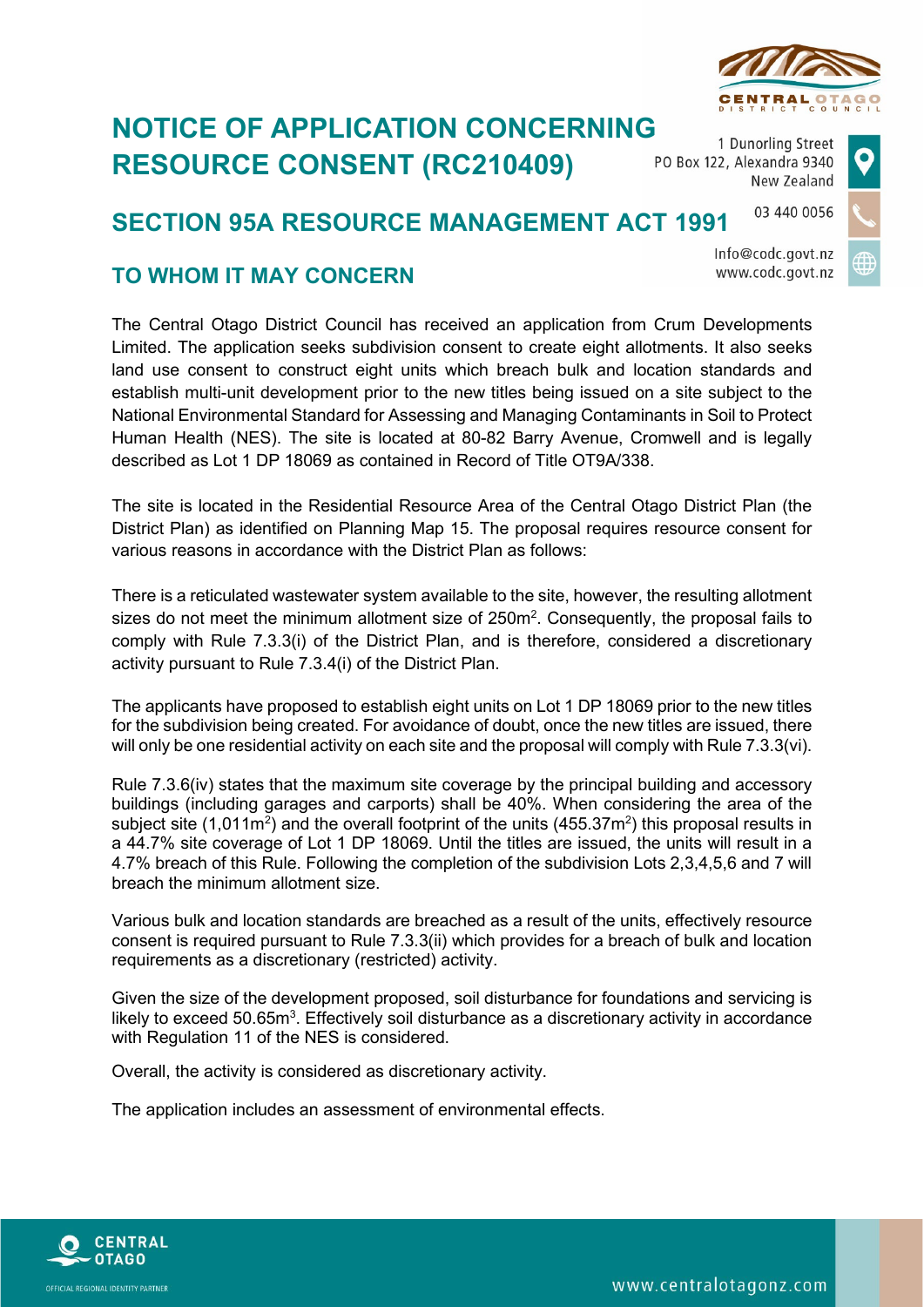# NOTICE OF APPLICATION CONCERNING RESOURCE CONSENT (RC210409)

1 Dunorling Street
PO Box 122, Alexandra 9340
New Zealand

03 440 0056

Info@codc.govt.nz
www.codc.govt.nz

## SECTION 95A RESOURCE MANAGEMENT ACT 1991

### TO WHOM IT MAY CONCERN

The Central Otago District Council has received an application from Crum Developments Limited. The application seeks subdivision consent to create eight allotments. It also seeks land use consent to construct eight units which breach bulk and location standards and establish multi-unit development prior to the new titles being issued on a site subject to the National Environmental Standard for Assessing and Managing Contaminants in Soil to Protect Human Health (NES). The site is located at 80-82 Barry Avenue, Cromwell and is legally described as Lot 1 DP 18069 as contained in Record of Title OT9A/338.

The site is located in the Residential Resource Area of the Central Otago District Plan (the District Plan) as identified on Planning Map 15. The proposal requires resource consent for various reasons in accordance with the District Plan as follows:

There is a reticulated wastewater system available to the site, however, the resulting allotment sizes do not meet the minimum allotment size of 250m$^2$. Consequently, the proposal fails to comply with Rule 7.3.3(i) of the District Plan, and is therefore, considered a discretionary activity pursuant to Rule 7.3.4(i) of the District Plan.

The applicants have proposed to establish eight units on Lot 1 DP 18069 prior to the new titles for the subdivision being created. For avoidance of doubt, once the new titles are issued, there will only be one residential activity on each site and the proposal will comply with Rule 7.3.3(vi).

Rule 7.3.6(iv) states that the maximum site coverage by the principal building and accessory buildings (including garages and carports) shall be 40%. When considering the area of the subject site (1,011m$^2$) and the overall footprint of the units (455.37m$^2$) this proposal results in a 44.7% site coverage of Lot 1 DP 18069. Until the titles are issued, the units will result in a 4.7% breach of this Rule. Following the completion of the subdivision Lots 2,3,4,5,6 and 7 will breach the minimum allotment size.

Various bulk and location standards are breached as a result of the units, effectively resource consent is required pursuant to Rule 7.3.3(ii) which provides for a breach of bulk and location requirements as a discretionary (restricted) activity.

Given the size of the development proposed, soil disturbance for foundations and servicing is likely to exceed 50.65m$^3$. Effectively soil disturbance as a discretionary activity in accordance with Regulation 11 of the NES is considered.

Overall, the activity is considered as discretionary activity.

The application includes an assessment of environmental effects.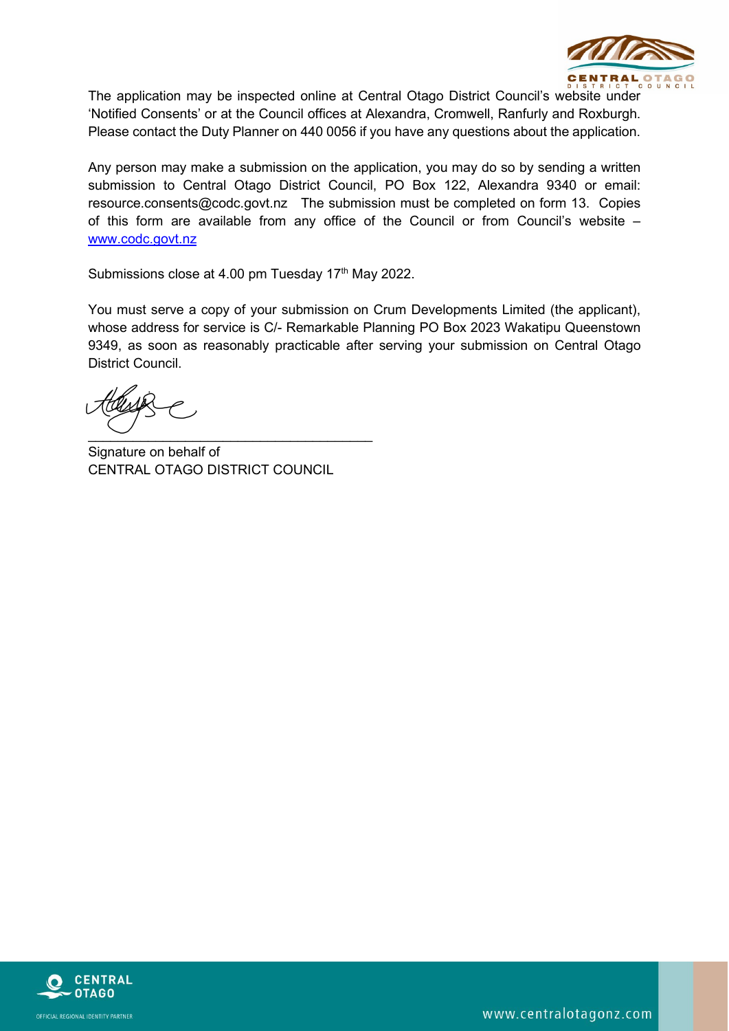The application may be inspected online at Central Otago District Council's website under 'Notified Consents' or at the Council offices at Alexandra, Cromwell, Ranfurly and Roxburgh. Please contact the Duty Planner on 440 0056 if you have any questions about the application.

Any person may make a submission on the application, you may do so by sending a written submission to Central Otago District Council, PO Box 122, Alexandra 9340 or email: resource.consents@codc.govt.nz The submission must be completed on form 13. Copies of this form are available from any office of the Council or from Council's website – [www.codc.govt.nz](http://www.codc.govt.nz)

Submissions close at 4.00 pm Tuesday 17th May 2022.

You must serve a copy of your submission on Crum Developments Limited (the applicant), whose address for service is C/- Remarkable Planning PO Box 2023 Wakatipu Queenstown 9349, as soon as reasonably practicable after serving your submission on Central Otago District Council.

\_\_\_\_\_\_\_\_\_\_\_\_\_\_\_\_\_\_\_\_\_\_\_\_\_\_\_\_\_\_\_\_\_\_\_\_\_\_\_

Signature on behalf of
CENTRAL OTAGO DISTRICT COUNCIL